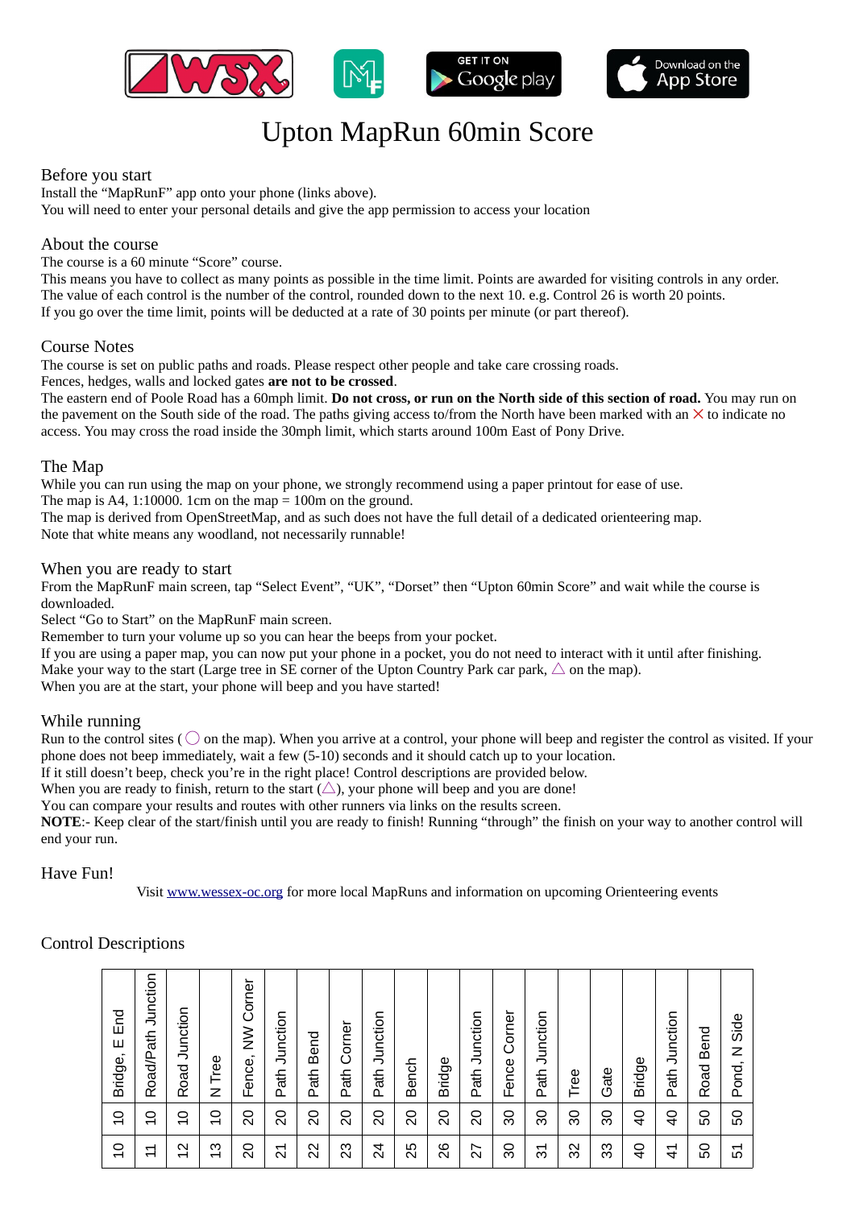# Upton MapRun 60min Score

## Before you start

Install the "MapRunF" app onto your phone (links above).
You will need to enter your personal details and give the app permission to access your location

## About the course

The course is a 60 minute "Score" course.
This means you have to collect as many points as possible in the time limit. Points are awarded for visiting controls in any order.
The value of each control is the number of the control, rounded down to the next 10. e.g. Control 26 is worth 20 points.
If you go over the time limit, points will be deducted at a rate of 30 points per minute (or part thereof).

## Course Notes

The course is set on public paths and roads. Please respect other people and take care crossing roads.
Fences, hedges, walls and locked gates **are not to be crossed**.
The eastern end of Poole Road has a 60mph limit. **Do not cross, or run on the North side of this section of road.** You may run on the pavement on the South side of the road. The paths giving access to/from the North have been marked with an ✕ to indicate no access. You may cross the road inside the 30mph limit, which starts around 100m East of Pony Drive.

## The Map

While you can run using the map on your phone, we strongly recommend using a paper printout for ease of use.
The map is A4, 1:10000. 1cm on the map = 100m on the ground.
The map is derived from OpenStreetMap, and as such does not have the full detail of a dedicated orienteering map.
Note that white means any woodland, not necessarily runnable!

## When you are ready to start

From the MapRunF main screen, tap "Select Event", "UK", "Dorset" then "Upton 60min Score" and wait while the course is downloaded.
Select "Go to Start" on the MapRunF main screen.
Remember to turn your volume up so you can hear the beeps from your pocket.
If you are using a paper map, you can now put your phone in a pocket, you do not need to interact with it until after finishing.
Make your way to the start (Large tree in SE corner of the Upton Country Park car park, △ on the map).
When you are at the start, your phone will beep and you have started!

## While running

Run to the control sites (◯ on the map). When you arrive at a control, your phone will beep and register the control as visited. If your phone does not beep immediately, wait a few (5-10) seconds and it should catch up to your location.
If it still doesn't beep, check you're in the right place! Control descriptions are provided below.
When you are ready to finish, return to the start (△), your phone will beep and you are done!
You can compare your results and routes with other runners via links on the results screen.
**NOTE**:- Keep clear of the start/finish until you are ready to finish! Running "through" the finish on your way to another control will end your run.

## Have Fun!

Visit [www.wessex-oc.org](http://www.wessex-oc.org) for more local MapRuns and information on upcoming Orienteering events

## Control Descriptions

| Control | Points | Description |
|---|---|---|
| 10 | 10 | Bridge, E End |
| 11 | 10 | Road/Path Junction |
| 12 | 10 | Road Junction |
| 13 | 10 | N Tree |
| 20 | 20 | Fence, NW Corner |
| 21 | 20 | Path Junction |
| 22 | 20 | Path Bend |
| 23 | 20 | Path Corner |
| 24 | 20 | Path Junction |
| 25 | 20 | Bench |
| 26 | 20 | Bridge |
| 27 | 20 | Path Junction |
| 30 | 30 | Fence Corner |
| 31 | 30 | Path Junction |
| 32 | 30 | Tree |
| 33 | 30 | Gate |
| 40 | 40 | Bridge |
| 41 | 40 | Path Junction |
| 50 | 50 | Road Bend |
| 51 | 50 | Pond, N Side |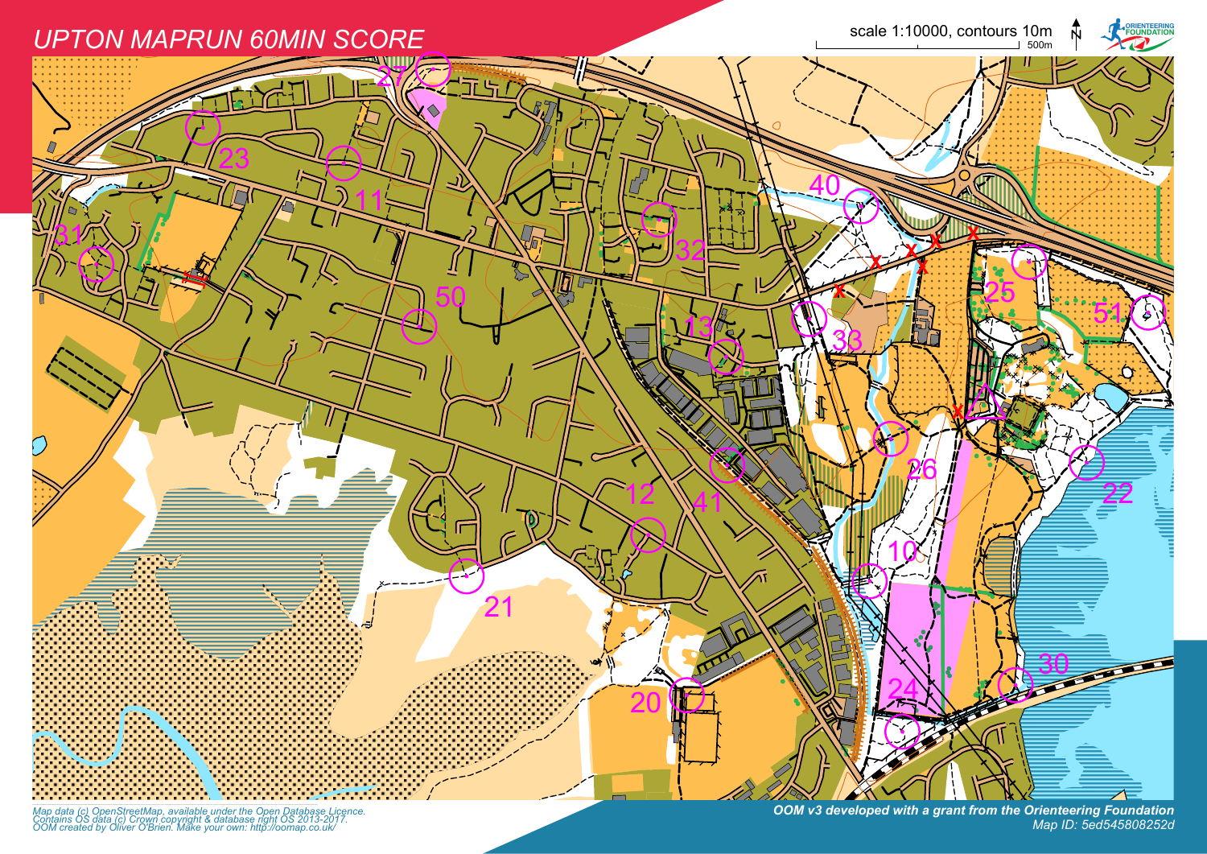# UPTON MAPRUN 60MIN SCORE

scale 1:10000, contours 10m

500m

27

23

11

31

50

32

40

13

33

25

51

26

22

12

41

21

10

30

24

20

Map data (c) OpenStreetMap, available under the Open Database Licence.
Contains OS data (c) Crown copyright & database right OS 2013-2017.
OOM created by Oliver O'Brien. Make your own: http://oomap.co.uk/

**OOM v3 developed with a grant from the Orienteering Foundation**

*Map ID: 5ed545808252d*